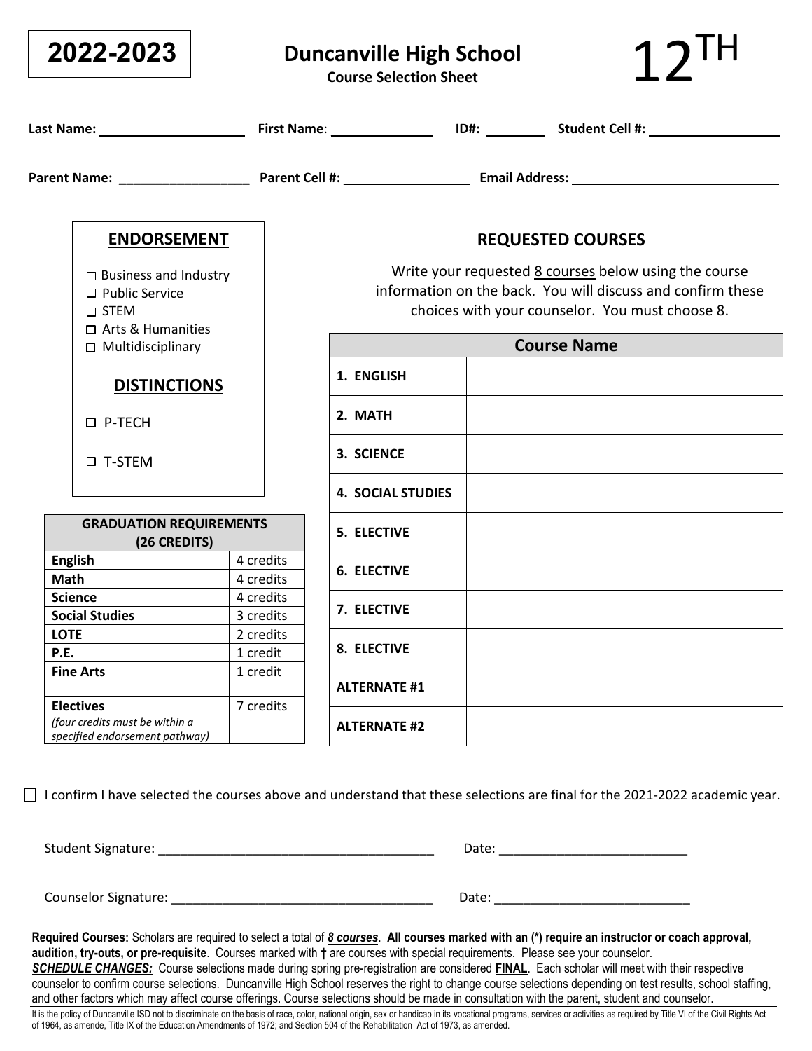**2022-2023**

# Duncanville High School

**Course Selection Sheet**

# 12TH

**Last Name:** ____________________ **First Name**: ______________ **ID#:** ________ **Student Cell #:** __________________

**Parent Name:** __________________ **Parent Cell #:** _________________ **Email Address:** _____________________________

## ENDORSEMENT

- ☐ Business and Industry
- ☐ Public Service
- ☐ STEM
- ☐ Arts & Humanities
- ☐ Multidisciplinary

## DISTINCTIONS

- ☐ P-TECH
- ☐ T-STEM

| GRADUATION REQUIREMENTS (26 CREDITS) | |
|---|---|
| **English** | 4 credits |
| **Math** | 4 credits |
| **Science** | 4 credits |
| **Social Studies** | 3 credits |
| **LOTE** | 2 credits |
| **P.E.** | 1 credit |
| **Fine Arts** | 1 credit |
| **Electives** *(four credits must be within a specified endorsement pathway)* | 7 credits |

## REQUESTED COURSES

Write your requested 8 courses below using the course information on the back. You will discuss and confirm these choices with your counselor. You must choose 8.

| | Course Name |
|---|---|
| **1. ENGLISH** | |
| **2. MATH** | |
| **3. SCIENCE** | |
| **4. SOCIAL STUDIES** | |
| **5. ELECTIVE** | |
| **6. ELECTIVE** | |
| **7. ELECTIVE** | |
| **8. ELECTIVE** | |
| **ALTERNATE #1** | |
| **ALTERNATE #2** | |

☐ I confirm I have selected the courses above and understand that these selections are final for the 2021-2022 academic year.

Student Signature: ______________________________________ Date: __________________________

Counselor Signature: _____________________________________ Date: ____________________________

**Required Courses:** Scholars are required to select a total of ***8 courses***. **All courses marked with an (*) require an instructor or coach approval, audition, try-outs, or pre-requisite**. Courses marked with **†** are courses with special requirements. Please see your counselor.
***SCHEDULE CHANGES:*** Course selections made during spring pre-registration are considered **FINAL**. Each scholar will meet with their respective counselor to confirm course selections. Duncanville High School reserves the right to change course selections depending on test results, school staffing, and other factors which may affect course offerings. Course selections should be made in consultation with the parent, student and counselor.

It is the policy of Duncanville ISD not to discriminate on the basis of race, color, national origin, sex or handicap in its vocational programs, services or activities as required by Title VI of the Civil Rights Act of 1964, as amende, Title IX of the Education Amendments of 1972; and Section 504 of the Rehabilitation Act of 1973, as amended.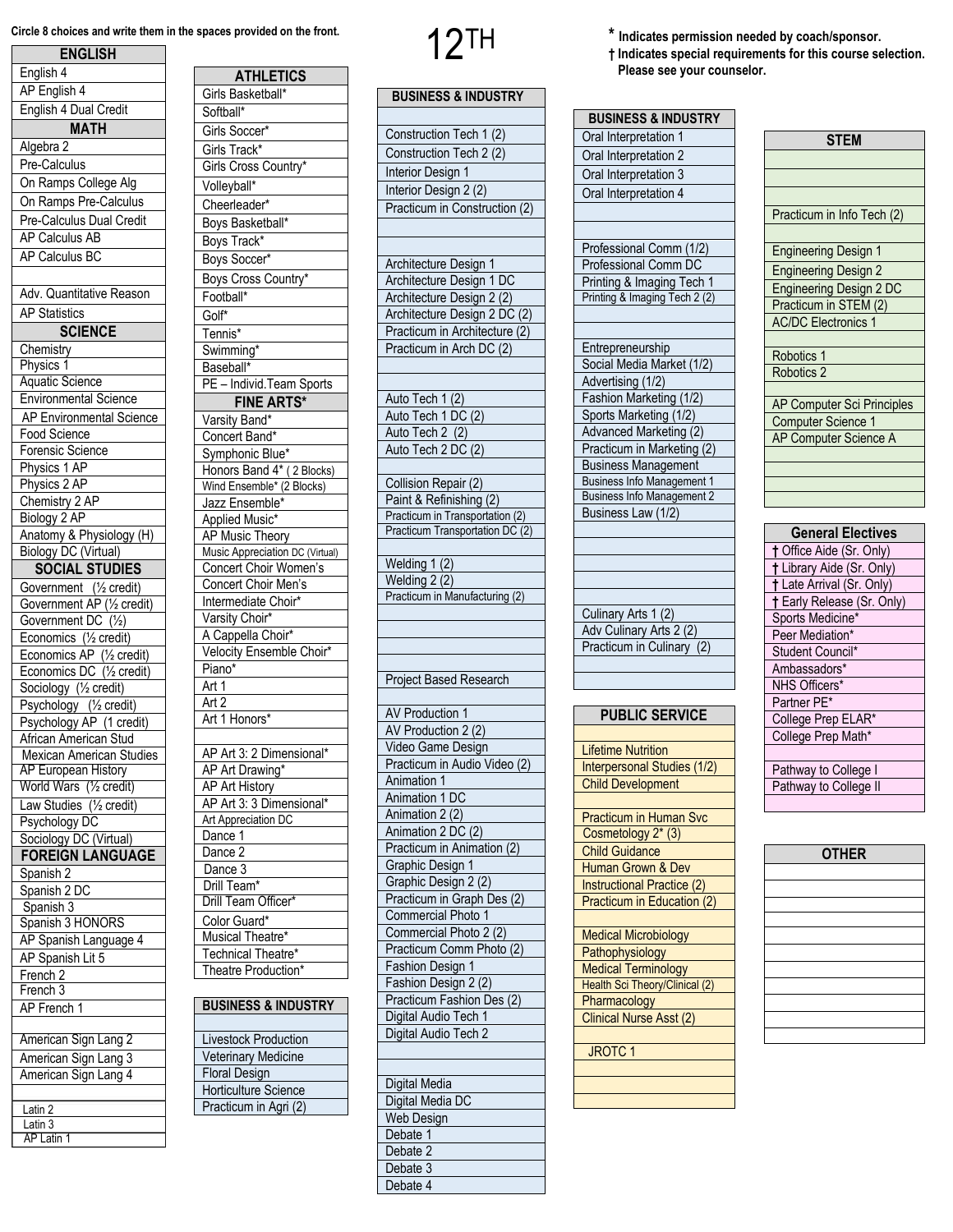Circle 8 choices and write them in the spaces provided on the front.

# 12TH

\* Indicates permission needed by coach/sponsor.
† Indicates special requirements for this course selection. Please see your counselor.

## ENGLISH

- English 4
- AP English 4
- English 4 Dual Credit

## MATH

- Algebra 2
- Pre-Calculus
- On Ramps College Alg
- On Ramps Pre-Calculus
- Pre-Calculus Dual Credit
- AP Calculus AB
- AP Calculus BC
- Adv. Quantitative Reason
- AP Statistics

## SCIENCE

- Chemistry
- Physics 1
- Aquatic Science
- Environmental Science
- AP Environmental Science
- Food Science
- Forensic Science
- Physics 1 AP
- Physics 2 AP
- Chemistry 2 AP
- Biology 2 AP
- Anatomy & Physiology (H)
- Biology DC (Virtual)

## SOCIAL STUDIES

- Government (½ credit)
- Government AP (½ credit)
- Government DC (½)
- Economics (½ credit)
- Economics AP (½ credit)
- Economics DC (½ credit)
- Sociology (½ credit)
- Psychology (½ credit)
- Psychology AP (1 credit)
- African American Stud
- Mexican American Studies
- AP European History
- World Wars (½ credit)
- Law Studies (½ credit)
- Psychology DC
- Sociology DC (Virtual)

## FOREIGN LANGUAGE

- Spanish 2
- Spanish 2 DC
- Spanish 3
- Spanish 3 HONORS
- AP Spanish Language 4
- AP Spanish Lit 5
- French 2
- French 3
- AP French 1
- American Sign Lang 2
- American Sign Lang 3
- American Sign Lang 4
- Latin 2
- Latin 3
- AP Latin 1

## ATHLETICS

- Girls Basketball*
- Softball*
- Girls Soccer*
- Girls Track*
- Girls Cross Country*
- Volleyball*
- Cheerleader*
- Boys Basketball*
- Boys Track*
- Boys Soccer*
- Boys Cross Country*
- Football*
- Golf*
- Tennis*
- Swimming*
- Baseball*
- PE – Individ.Team Sports

## FINE ARTS*

- Varsity Band*
- Concert Band*
- Symphonic Blue*
- Honors Band 4* ( 2 Blocks)
- Wind Ensemble* (2 Blocks)
- Jazz Ensemble*
- Applied Music*
- AP Music Theory
- Music Appreciation DC (Virtual)
- Concert Choir Women's
- Concert Choir Men's
- Intermediate Choir*
- Varsity Choir*
- A Cappella Choir*
- Velocity Ensemble Choir*
- Piano*
- Art 1
- Art 2
- Art 1 Honors*
- AP Art 3: 2 Dimensional*
- AP Art Drawing*
- AP Art History
- AP Art 3: 3 Dimensional*
- Art Appreciation DC
- Dance 1
- Dance 2
- Dance 3
- Drill Team*
- Drill Team Officer*
- Color Guard*
- Musical Theatre*
- Technical Theatre*
- Theatre Production*

## BUSINESS & INDUSTRY

- Livestock Production
- Veterinary Medicine
- Floral Design
- Horticulture Science
- Practicum in Agri (2)

## BUSINESS & INDUSTRY

- Construction Tech 1 (2)
- Construction Tech 2 (2)
- Interior Design 1
- Interior Design 2 (2)
- Practicum in Construction (2)
- Architecture Design 1
- Architecture Design 1 DC
- Architecture Design 2 (2)
- Architecture Design 2 DC (2)
- Practicum in Architecture (2)
- Practicum in Arch DC (2)
- Auto Tech 1 (2)
- Auto Tech 1 DC (2)
- Auto Tech 2 (2)
- Auto Tech 2 DC (2)
- Collision Repair (2)
- Paint & Refinishing (2)
- Practicum in Transportation (2)
- Practicum Transportation DC (2)
- Welding 1 (2)
- Welding 2 (2)
- Practicum in Manufacturing (2)
- Project Based Research
- AV Production 1
- AV Production 2 (2)
- Video Game Design
- Practicum in Audio Video (2)
- Animation 1
- Animation 1 DC
- Animation 2 (2)
- Animation 2 DC (2)
- Practicum in Animation (2)
- Graphic Design 1
- Graphic Design 2 (2)
- Practicum in Graph Des (2)
- Commercial Photo 1
- Commercial Photo 2 (2)
- Practicum in Comm Photo (2)
- Fashion Design 1
- Fashion Design 2 (2)
- Practicum Fashion Des (2)
- Digital Audio Tech 1
- Digital Audio Tech 2
- Digital Media
- Digital Media DC
- Web Design
- Debate 1
- Debate 2
- Debate 3
- Debate 4

## BUSINESS & INDUSTRY

- Oral Interpretation 1
- Oral Interpretation 2
- Oral Interpretation 3
- Oral Interpretation 4
- Professional Comm (1/2)
- Professional Comm DC
- Printing & Imaging Tech 1
- Printing & Imaging Tech 2 (2)
- Entrepreneurship
- Social Media Market (1/2)
- Advertising (1/2)
- Fashion Marketing (1/2)
- Sports Marketing (1/2)
- Advanced Marketing (2)
- Practicum in Marketing (2)
- Business Management
- Business Info Management 1
- Business Info Management 2
- Business Law (1/2)
- Culinary Arts 1 (2)
- Adv Culinary Arts 2 (2)
- Practicum in Culinary (2)

## PUBLIC SERVICE

- Lifetime Nutrition
- Interpersonal Studies (1/2)
- Child Development
- Practicum in Human Svc
- Cosmetology 2* (3)
- Child Guidance
- Human Grown & Dev
- Instructional Practice (2)
- Practicum in Education (2)
- Medical Microbiology
- Pathophysiology
- Medical Terminology
- Health Sci Theory/Clinical (2)
- Pharmacology
- Clinical Nurse Asst (2)
- JROTC 1

## STEM

- Practicum in Info Tech (2)
- Engineering Design 1
- Engineering Design 2
- Engineering Design 2 DC
- Practicum in STEM (2)
- AC/DC Electronics 1
- Robotics 1
- Robotics 2
- AP Computer Sci Principles
- Computer Science 1
- AP Computer Science A

## General Electives

- † Office Aide (Sr. Only)
- † Library Aide (Sr. Only)
- † Late Arrival (Sr. Only)
- † Early Release (Sr. Only)
- Sports Medicine*
- Peer Mediation*
- Student Council*
- Ambassadors*
- NHS Officers*
- Partner PE*
- College Prep ELAR*
- College Prep Math*
- Pathway to College I
- Pathway to College II

## OTHER